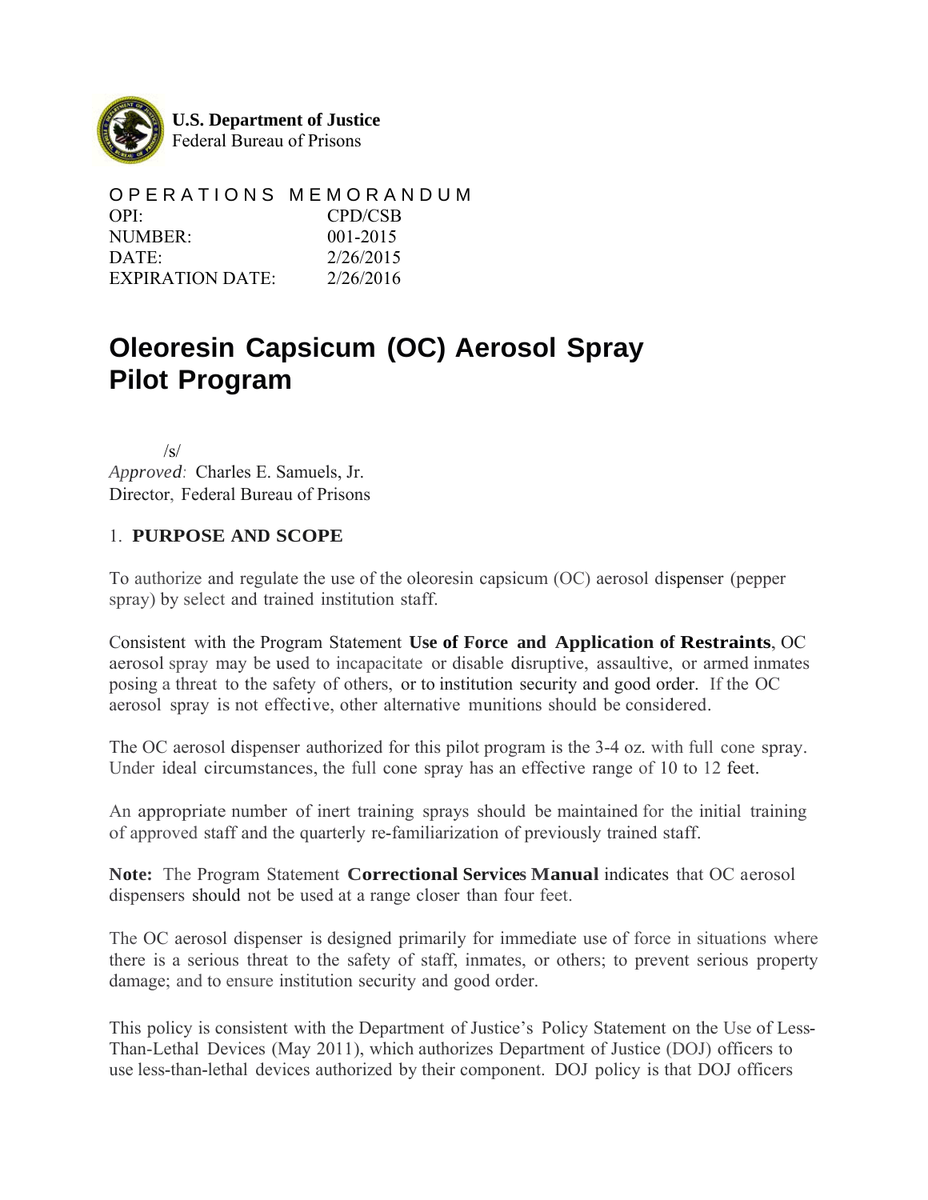**U.S. Department of Justice**
Federal Bureau of Prisons

OPERATIONS MEMORANDUM

| | |
|---|---|
| OPI: | CPD/CSB |
| NUMBER: | 001-2015 |
| DATE: | 2/26/2015 |
| EXPIRATION DATE: | 2/26/2016 |

# Oleoresin Capsicum (OC) Aerosol Spray Pilot Program

/s/
*Approved:* Charles E. Samuels, Jr.
Director, Federal Bureau of Prisons

## 1. PURPOSE AND SCOPE

To authorize and regulate the use of the oleoresin capsicum (OC) aerosol dispenser (pepper spray) by select and trained institution staff.

Consistent with the Program Statement **Use of Force and Application of Restraints**, OC aerosol spray may be used to incapacitate or disable disruptive, assaultive, or armed inmates posing a threat to the safety of others, or to institution security and good order. If the OC aerosol spray is not effective, other alternative munitions should be considered.

The OC aerosol dispenser authorized for this pilot program is the 3-4 oz. with full cone spray. Under ideal circumstances, the full cone spray has an effective range of 10 to 12 feet.

An appropriate number of inert training sprays should be maintained for the initial training of approved staff and the quarterly re-familiarization of previously trained staff.

**Note:** The Program Statement **Correctional Services Manual** indicates that OC aerosol dispensers should not be used at a range closer than four feet.

The OC aerosol dispenser is designed primarily for immediate use of force in situations where there is a serious threat to the safety of staff, inmates, or others; to prevent serious property damage; and to ensure institution security and good order.

This policy is consistent with the Department of Justice's Policy Statement on the Use of Less-Than-Lethal Devices (May 2011), which authorizes Department of Justice (DOJ) officers to use less-than-lethal devices authorized by their component. DOJ policy is that DOJ officers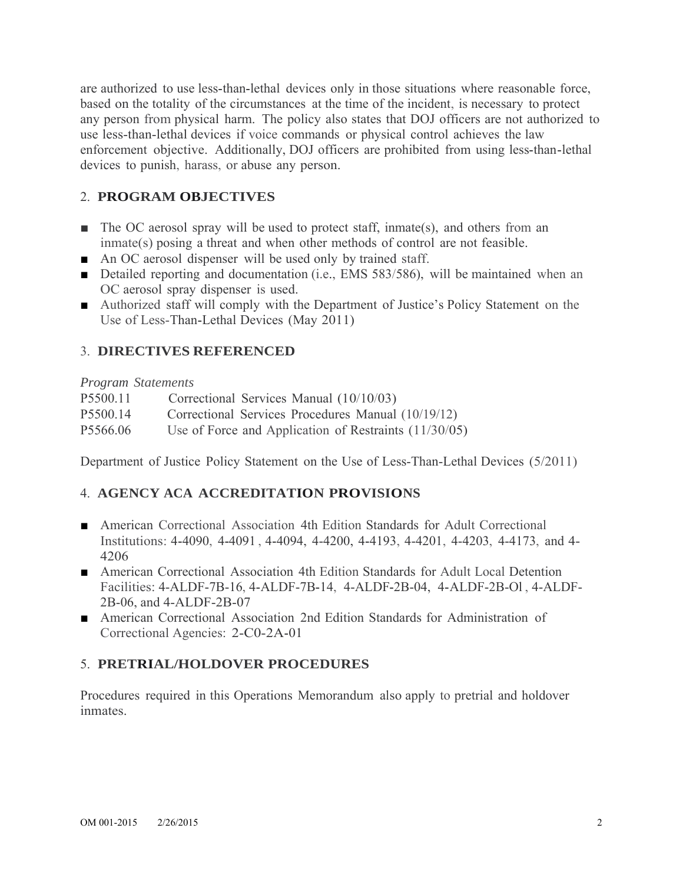are authorized to use less-than-lethal devices only in those situations where reasonable force, based on the totality of the circumstances at the time of the incident, is necessary to protect any person from physical harm. The policy also states that DOJ officers are not authorized to use less-than-lethal devices if voice commands or physical control achieves the law enforcement objective. Additionally, DOJ officers are prohibited from using less-than-lethal devices to punish, harass, or abuse any person.

## 2. PROGRAM OBJECTIVES

- The OC aerosol spray will be used to protect staff, inmate(s), and others from an inmate(s) posing a threat and when other methods of control are not feasible.
- An OC aerosol dispenser will be used only by trained staff.
- Detailed reporting and documentation (i.e., EMS 583/586), will be maintained when an OC aerosol spray dispenser is used.
- Authorized staff will comply with the Department of Justice's Policy Statement on the Use of Less-Than-Lethal Devices (May 2011)

## 3. DIRECTIVES REFERENCED

*Program Statements*

P5500.11 Correctional Services Manual (10/10/03)
P5500.14 Correctional Services Procedures Manual (10/19/12)
P5566.06 Use of Force and Application of Restraints (11/30/05)

Department of Justice Policy Statement on the Use of Less-Than-Lethal Devices (5/2011)

## 4. AGENCY ACA ACCREDITATION PROVISIONS

- American Correctional Association 4th Edition Standards for Adult Correctional Institutions: 4-4090, 4-4091, 4-4094, 4-4200, 4-4193, 4-4201, 4-4203, 4-4173, and 4-4206
- American Correctional Association 4th Edition Standards for Adult Local Detention Facilities: 4-ALDF-7B-16, 4-ALDF-7B-14, 4-ALDF-2B-04, 4-ALDF-2B-Ol, 4-ALDF-2B-06, and 4-ALDF-2B-07
- American Correctional Association 2nd Edition Standards for Administration of Correctional Agencies: 2-C0-2A-01

## 5. PRETRIAL/HOLDOVER PROCEDURES

Procedures required in this Operations Memorandum also apply to pretrial and holdover inmates.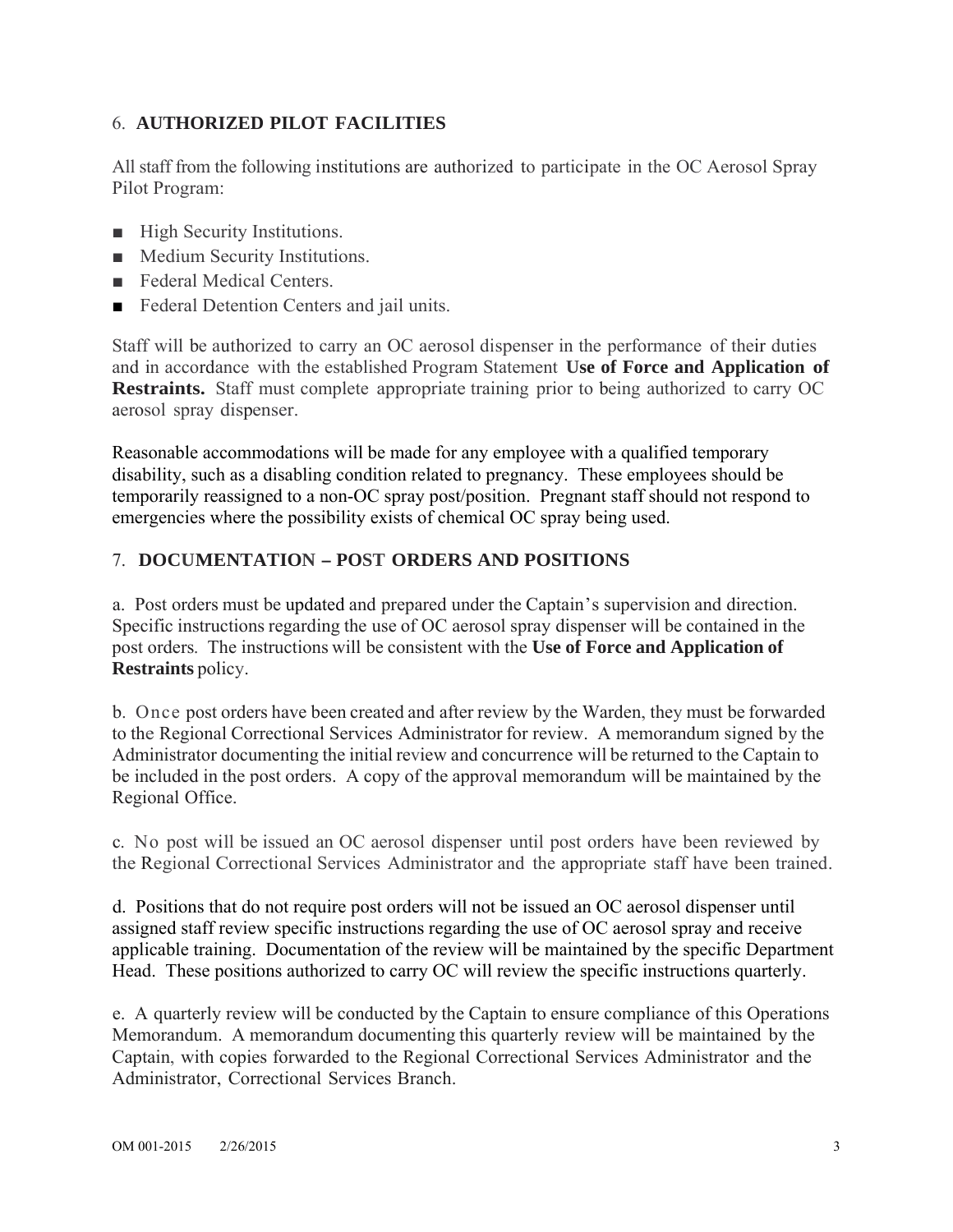## 6. **AUTHORIZED PILOT FACILITIES**

All staff from the following institutions are authorized to participate in the OC Aerosol Spray Pilot Program:

- High Security Institutions.
- Medium Security Institutions.
- Federal Medical Centers.
- Federal Detention Centers and jail units.

Staff will be authorized to carry an OC aerosol dispenser in the performance of their duties and in accordance with the established Program Statement **Use of Force and Application of Restraints.** Staff must complete appropriate training prior to being authorized to carry OC aerosol spray dispenser.

Reasonable accommodations will be made for any employee with a qualified temporary disability, such as a disabling condition related to pregnancy. These employees should be temporarily reassigned to a non-OC spray post/position. Pregnant staff should not respond to emergencies where the possibility exists of chemical OC spray being used.

## 7. **DOCUMENTATION – POST ORDERS AND POSITIONS**

a. Post orders must be updated and prepared under the Captain's supervision and direction. Specific instructions regarding the use of OC aerosol spray dispenser will be contained in the post orders. The instructions will be consistent with the **Use of Force and Application of Restraints** policy.

b. Once post orders have been created and after review by the Warden, they must be forwarded to the Regional Correctional Services Administrator for review. A memorandum signed by the Administrator documenting the initial review and concurrence will be returned to the Captain to be included in the post orders. A copy of the approval memorandum will be maintained by the Regional Office.

c. No post will be issued an OC aerosol dispenser until post orders have been reviewed by the Regional Correctional Services Administrator and the appropriate staff have been trained.

d. Positions that do not require post orders will not be issued an OC aerosol dispenser until assigned staff review specific instructions regarding the use of OC aerosol spray and receive applicable training. Documentation of the review will be maintained by the specific Department Head. These positions authorized to carry OC will review the specific instructions quarterly.

e. A quarterly review will be conducted by the Captain to ensure compliance of this Operations Memorandum. A memorandum documenting this quarterly review will be maintained by the Captain, with copies forwarded to the Regional Correctional Services Administrator and the Administrator, Correctional Services Branch.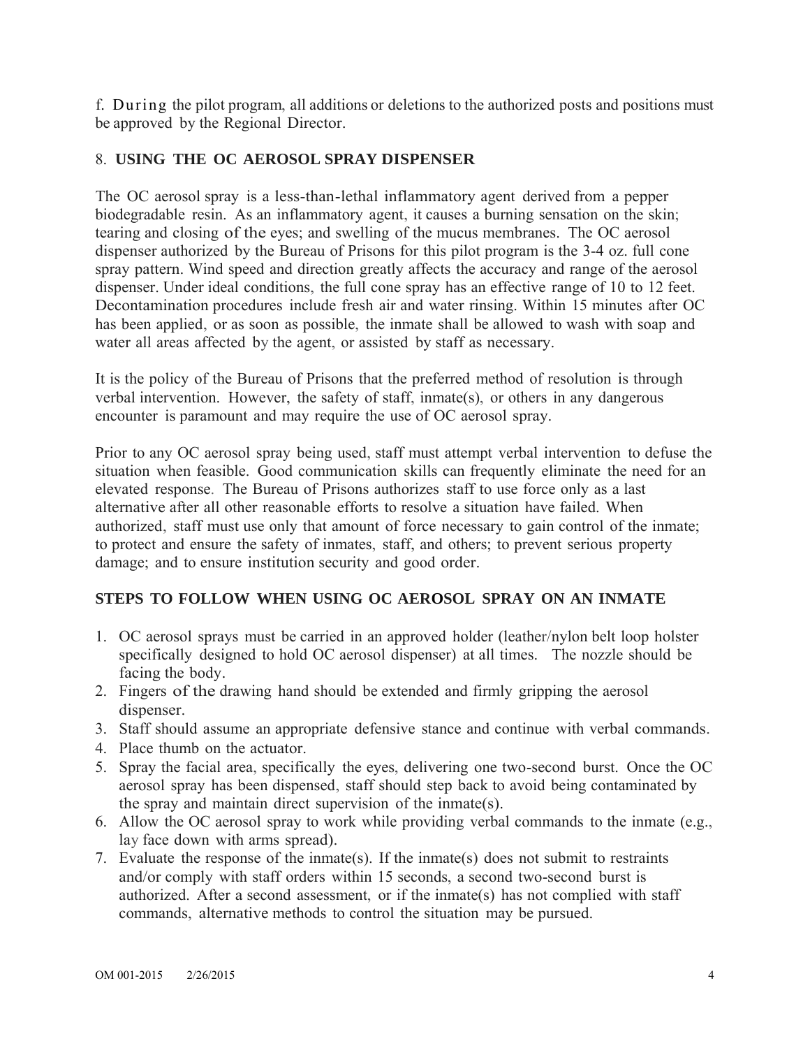f. During the pilot program, all additions or deletions to the authorized posts and positions must be approved by the Regional Director.

## 8. USING THE OC AEROSOL SPRAY DISPENSER

The OC aerosol spray is a less-than-lethal inflammatory agent derived from a pepper biodegradable resin. As an inflammatory agent, it causes a burning sensation on the skin; tearing and closing of the eyes; and swelling of the mucus membranes. The OC aerosol dispenser authorized by the Bureau of Prisons for this pilot program is the 3-4 oz. full cone spray pattern. Wind speed and direction greatly affects the accuracy and range of the aerosol dispenser. Under ideal conditions, the full cone spray has an effective range of 10 to 12 feet. Decontamination procedures include fresh air and water rinsing. Within 15 minutes after OC has been applied, or as soon as possible, the inmate shall be allowed to wash with soap and water all areas affected by the agent, or assisted by staff as necessary.

It is the policy of the Bureau of Prisons that the preferred method of resolution is through verbal intervention. However, the safety of staff, inmate(s), or others in any dangerous encounter is paramount and may require the use of OC aerosol spray.

Prior to any OC aerosol spray being used, staff must attempt verbal intervention to defuse the situation when feasible. Good communication skills can frequently eliminate the need for an elevated response. The Bureau of Prisons authorizes staff to use force only as a last alternative after all other reasonable efforts to resolve a situation have failed. When authorized, staff must use only that amount of force necessary to gain control of the inmate; to protect and ensure the safety of inmates, staff, and others; to prevent serious property damage; and to ensure institution security and good order.

### STEPS TO FOLLOW WHEN USING OC AEROSOL SPRAY ON AN INMATE

1. OC aerosol sprays must be carried in an approved holder (leather/nylon belt loop holster specifically designed to hold OC aerosol dispenser) at all times. The nozzle should be facing the body.
2. Fingers of the drawing hand should be extended and firmly gripping the aerosol dispenser.
3. Staff should assume an appropriate defensive stance and continue with verbal commands.
4. Place thumb on the actuator.
5. Spray the facial area, specifically the eyes, delivering one two-second burst. Once the OC aerosol spray has been dispensed, staff should step back to avoid being contaminated by the spray and maintain direct supervision of the inmate(s).
6. Allow the OC aerosol spray to work while providing verbal commands to the inmate (e.g., lay face down with arms spread).
7. Evaluate the response of the inmate(s). If the inmate(s) does not submit to restraints and/or comply with staff orders within 15 seconds, a second two-second burst is authorized. After a second assessment, or if the inmate(s) has not complied with staff commands, alternative methods to control the situation may be pursued.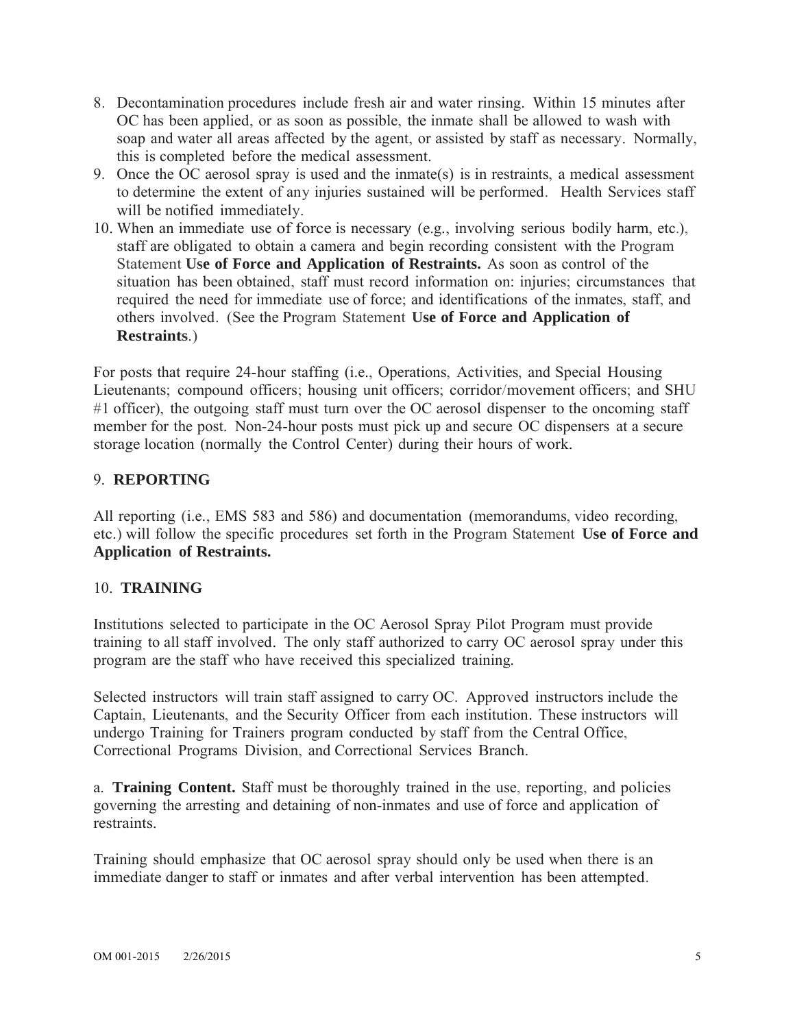8. Decontamination procedures include fresh air and water rinsing. Within 15 minutes after OC has been applied, or as soon as possible, the inmate shall be allowed to wash with soap and water all areas affected by the agent, or assisted by staff as necessary. Normally, this is completed before the medical assessment.
9. Once the OC aerosol spray is used and the inmate(s) is in restraints, a medical assessment to determine the extent of any injuries sustained will be performed. Health Services staff will be notified immediately.
10. When an immediate use of force is necessary (e.g., involving serious bodily harm, etc.), staff are obligated to obtain a camera and begin recording consistent with the Program Statement **Use of Force and Application of Restraints.** As soon as control of the situation has been obtained, staff must record information on: injuries; circumstances that required the need for immediate use of force; and identifications of the inmates, staff, and others involved. (See the Program Statement **Use of Force and Application of Restraints**.)

For posts that require 24-hour staffing (i.e., Operations, Activities, and Special Housing Lieutenants; compound officers; housing unit officers; corridor/movement officers; and SHU #1 officer), the outgoing staff must turn over the OC aerosol dispenser to the oncoming staff member for the post. Non-24-hour posts must pick up and secure OC dispensers at a secure storage location (normally the Control Center) during their hours of work.

## 9. REPORTING

All reporting (i.e., EMS 583 and 586) and documentation (memorandums, video recording, etc.) will follow the specific procedures set forth in the Program Statement **Use of Force and Application of Restraints.**

## 10. TRAINING

Institutions selected to participate in the OC Aerosol Spray Pilot Program must provide training to all staff involved. The only staff authorized to carry OC aerosol spray under this program are the staff who have received this specialized training.

Selected instructors will train staff assigned to carry OC. Approved instructors include the Captain, Lieutenants, and the Security Officer from each institution. These instructors will undergo Training for Trainers program conducted by staff from the Central Office, Correctional Programs Division, and Correctional Services Branch.

a. **Training Content.** Staff must be thoroughly trained in the use, reporting, and policies governing the arresting and detaining of non-inmates and use of force and application of restraints.

Training should emphasize that OC aerosol spray should only be used when there is an immediate danger to staff or inmates and after verbal intervention has been attempted.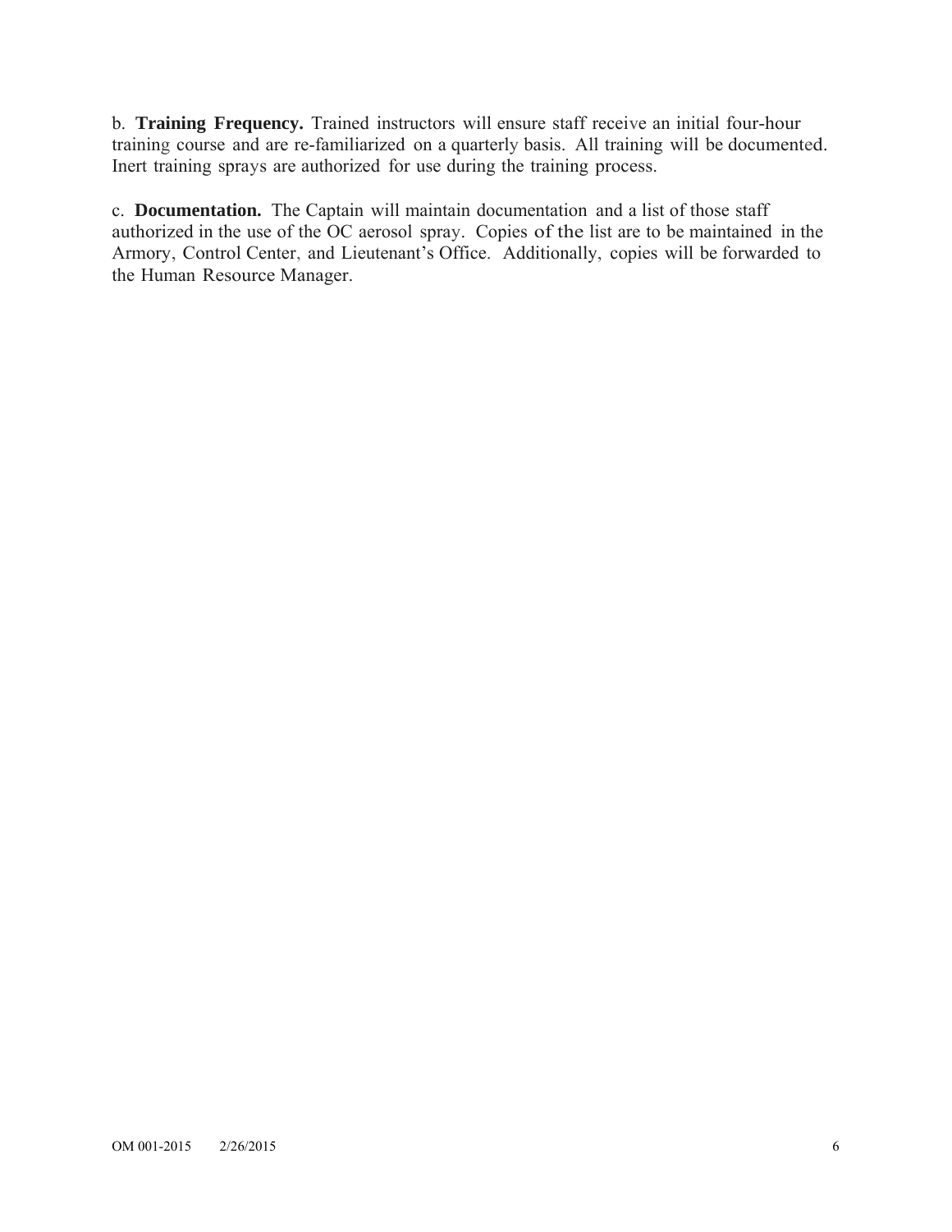b. **Training Frequency.** Trained instructors will ensure staff receive an initial four-hour training course and are re-familiarized on a quarterly basis. All training will be documented. Inert training sprays are authorized for use during the training process.

c. **Documentation.** The Captain will maintain documentation and a list of those staff authorized in the use of the OC aerosol spray. Copies of the list are to be maintained in the Armory, Control Center, and Lieutenant's Office. Additionally, copies will be forwarded to the Human Resource Manager.